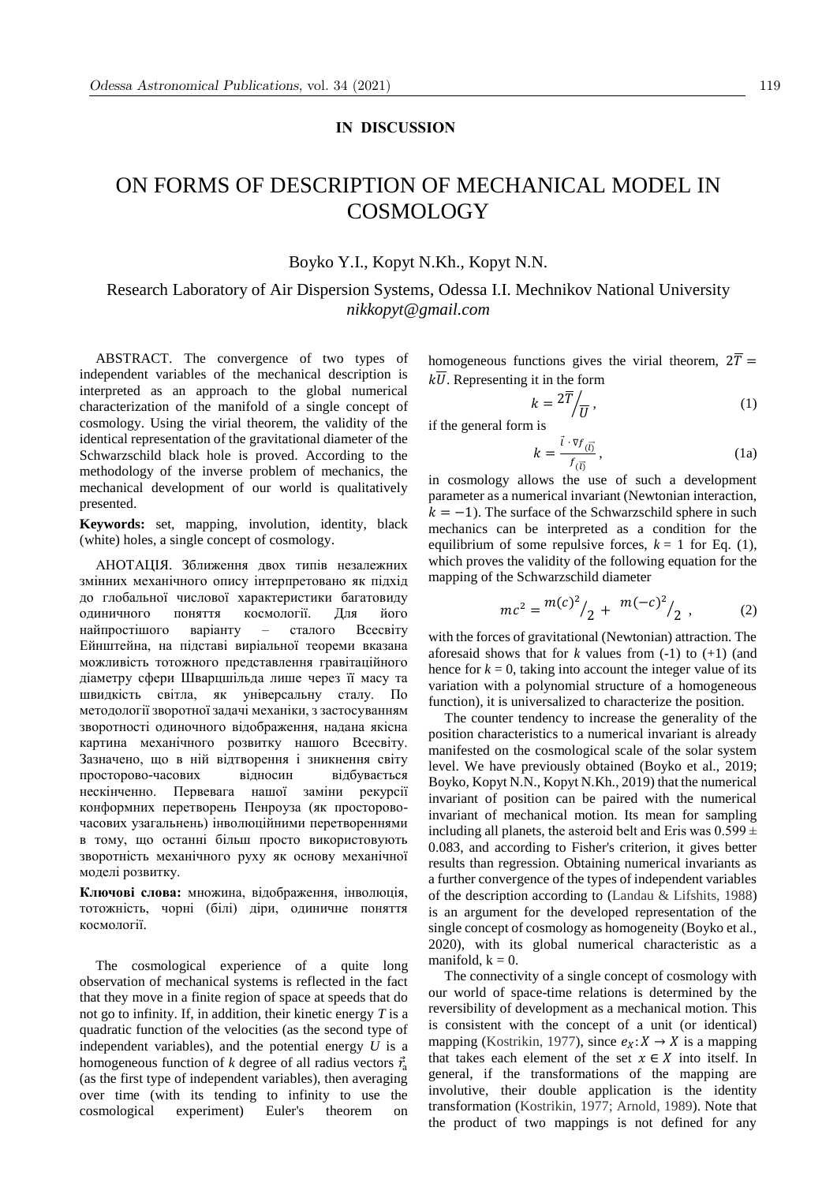**IN DISCUSSION**

# ON FORMS OF DESCRIPTION OF MECHANICAL MODEL IN COSMOLOGY

Boyko Y.I., Kopyt N.Kh., Kopyt N.N.

Research Laboratory of Air Dispersion Systems, Odessa I.I. Mechnikov National University
*nikkopyt@gmail.com*

ABSTRACT. The convergence of two types of independent variables of the mechanical description is interpreted as an approach to the global numerical characterization of the manifold of a single concept of cosmology. Using the virial theorem, the validity of the identical representation of the gravitational diameter of the Schwarzschild black hole is proved. According to the methodology of the inverse problem of mechanics, the mechanical development of our world is qualitatively presented.

**Keywords:** set, mapping, involution, identity, black (white) holes, a single concept of cosmology.

АНОТАЦІЯ. Зближення двох типів незалежних змінних механічного опису інтерпретовано як підхід до глобальної числової характеристики багатовиду одиничного поняття космології. Для його найпростішого варіанту – сталого Всесвіту Ейнштейна, на підставі віріальної теореми вказана можливість тотожного представлення гравітаційного діаметру сфери Шварцшильда лише через її масу та швидкість світла, як універсальну сталу. По методології зворотної задачі механіки, з застосуванням зворотності одиночного відображення, надана якісна картина механічного розвитку нашого Всесвіту. Зазначено, що в ній відтворення і зникнення світу просторово-часових відносин відбувається нескінченно. Первевага нашої заміни рекурсії конформних перетворень Пенроуза (як просторово-часових узагальнень) інволюційними перетвореннями в тому, що останні більш просто використовують зворотність механічного руху як основу механічної моделі розвитку.

**Ключові слова:** множина, відображення, інволюція, тотожність, чорні (білі) діри, одиничне поняття космології.

The cosmological experience of a quite long observation of mechanical systems is reflected in the fact that they move in a finite region of space at speeds that do not go to infinity. If, in addition, their kinetic energy $T$ is a quadratic function of the velocities (as the second type of independent variables), and the potential energy $U$ is a homogeneous function of $k$ degree of all radius vectors $\vec{r}_a$ (as the first type of independent variables), then averaging over time (with its tending to infinity to use the cosmological experiment) Euler's theorem on homogeneous functions gives the virial theorem, $2\overline{T} = k\overline{U}$. Representing it in the form

$$k = {2\overline{T}}\Big/{\overline{U}}\,, \qquad (1)$$

if the general form is

$$k = \frac{\vec{l} \cdot \nabla f_{(\vec{l})}}{f_{(\vec{l})}}\,, \qquad (1a)$$

in cosmology allows the use of such a development parameter as a numerical invariant (Newtonian interaction, $k = -1$). The surface of the Schwarzschild sphere in such mechanics can be interpreted as a condition for the equilibrium of some repulsive forces, $k = 1$ for Eq. (1), which proves the validity of the following equation for the mapping of the Schwarzschild diameter

$$mc^2 = {m(c)^2}\big/{2} + {m(-c)^2}\big/{2}\,, \qquad (2)$$

with the forces of gravitational (Newtonian) attraction. The aforesaid shows that for $k$ values from (-1) to (+1) (and hence for $k = 0$, taking into account the integer value of its variation with a polynomial structure of a homogeneous function), it is universalized to characterize the position.

The counter tendency to increase the generality of the position characteristics to a numerical invariant is already manifested on the cosmological scale of the solar system level. We have previously obtained (Boyko et al., 2019; Boyko, Kopyt N.N., Kopyt N.Kh., 2019) that the numerical invariant of position can be paired with the numerical invariant of mechanical motion. Its mean for sampling including all planets, the asteroid belt and Eris was $0.599 \pm 0.083$, and according to Fisher's criterion, it gives better results than regression. Obtaining numerical invariants as a further convergence of the types of independent variables of the description according to (Landau & Lifshits, 1988) is an argument for the developed representation of the single concept of cosmology as homogeneity (Boyko et al., 2020), with its global numerical characteristic as a manifold, $k = 0$.

The connectivity of a single concept of cosmology with our world of space-time relations is determined by the reversibility of development as a mechanical motion. This is consistent with the concept of a unit (or identical) mapping (Kostrikin, 1977), since $e_X\!: X \rightarrow X$ is a mapping that takes each element of the set $x \in X$ into itself. In general, if the transformations of the mapping are involutive, their double application is the identity transformation (Kostrikin, 1977; Arnold, 1989). Note that the product of two mappings is not defined for any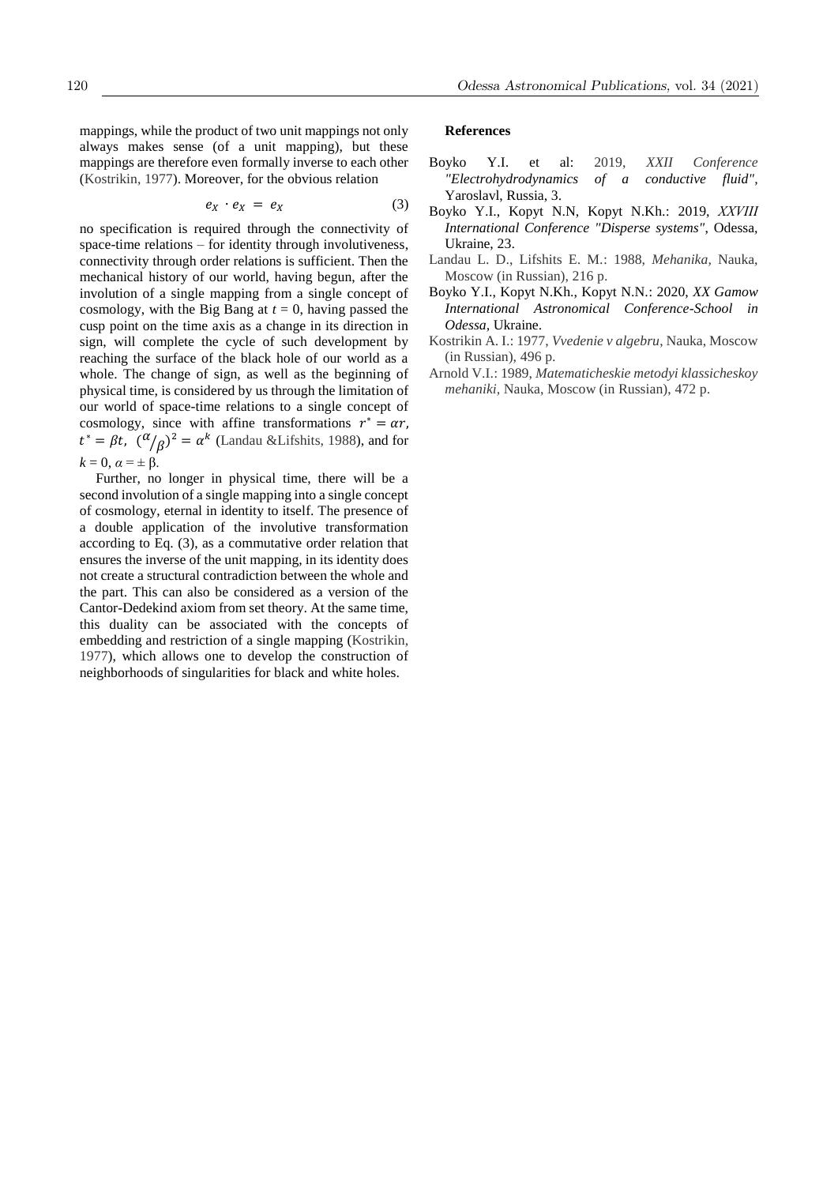mappings, while the product of two unit mappings not only always makes sense (of a unit mapping), but these mappings are therefore even formally inverse to each other (Kostrikin, 1977). Moreover, for the obvious relation

$$e_X \cdot e_X = e_X \tag{3}$$

no specification is required through the connectivity of space-time relations – for identity through involutiveness, connectivity through order relations is sufficient. Then the mechanical history of our world, having begun, after the involution of a single mapping from a single concept of cosmology, with the Big Bang at $t = 0$, having passed the cusp point on the time axis as a change in its direction in sign, will complete the cycle of such development by reaching the surface of the black hole of our world as a whole. The change of sign, as well as the beginning of physical time, is considered by us through the limitation of our world of space-time relations to a single concept of cosmology, since with affine transformations $r^* = \alpha r$, $t^* = \beta t$, $(\alpha/\beta)^2 = \alpha^k$ (Landau &Lifshits, 1988), and for $k = 0$, $\alpha = \pm \beta$.

Further, no longer in physical time, there will be a second involution of a single mapping into a single concept of cosmology, eternal in identity to itself. The presence of a double application of the involutive transformation according to Eq. (3), as a commutative order relation that ensures the inverse of the unit mapping, in its identity does not create a structural contradiction between the whole and the part. This can also be considered as a version of the Cantor-Dedekind axiom from set theory. At the same time, this duality can be associated with the concepts of embedding and restriction of a single mapping (Kostrikin, 1977), which allows one to develop the construction of neighborhoods of singularities for black and white holes.

**References**

Boyko Y.I. et al: 2019, *XXII Conference "Electrohydrodynamics of a conductive fluid"*, Yaroslavl, Russia, 3.

Boyko Y.I., Kopyt N.N, Kopyt N.Kh.: 2019, *XXVIII International Conference "Disperse systems"*, Odessa, Ukraine, 23.

Landau L. D., Lifshits E. M.: 1988, *Mehanika*, Nauka, Moscow (in Russian), 216 p.

Boyko Y.I., Kopyt N.Kh., Kopyt N.N.: 2020, *XX Gamow International Astronomical Conference-School in Odessa*, Ukraine.

Kostrikin A. I.: 1977, *Vvedenie v algebru*, Nauka, Moscow (in Russian), 496 p.

Arnold V.I.: 1989, *Matematicheskie metodyi klassicheskoy mehaniki*, Nauka, Moscow (in Russian), 472 p.